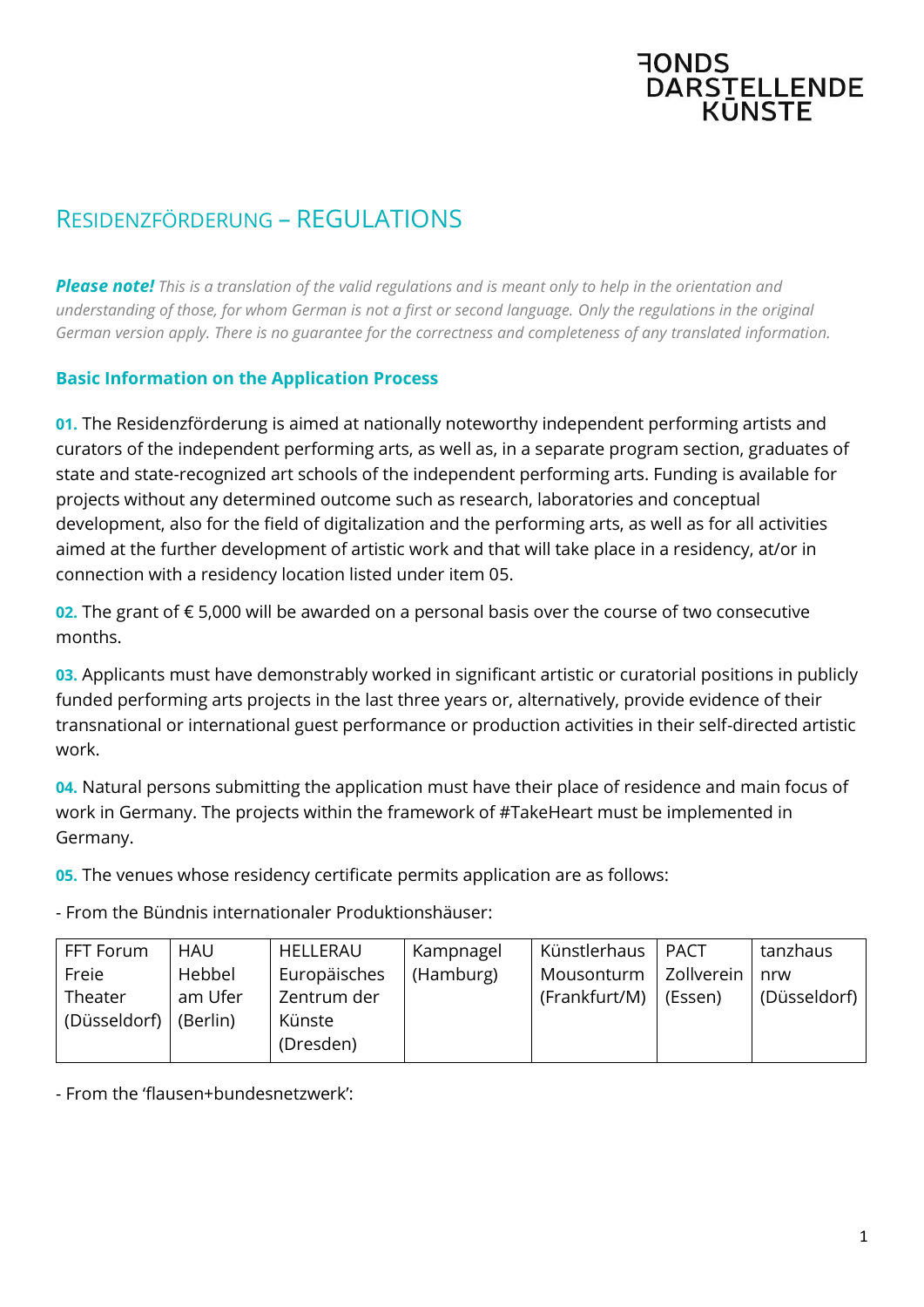FONDS DARSTELLENDE KÜNSTE

# RESIDENZFÖRDERUNG – REGULATIONS

***Please note!*** *This is a translation of the valid regulations and is meant only to help in the orientation and understanding of those, for whom German is not a first or second language. Only the regulations in the original German version apply. There is no guarantee for the correctness and completeness of any translated information.*

## Basic Information on the Application Process

**01.** The Residenzförderung is aimed at nationally noteworthy independent performing artists and curators of the independent performing arts, as well as, in a separate program section, graduates of state and state-recognized art schools of the independent performing arts. Funding is available for projects without any determined outcome such as research, laboratories and conceptual development, also for the field of digitalization and the performing arts, as well as for all activities aimed at the further development of artistic work and that will take place in a residency, at/or in connection with a residency location listed under item 05.

**02.** The grant of € 5,000 will be awarded on a personal basis over the course of two consecutive months.

**03.** Applicants must have demonstrably worked in significant artistic or curatorial positions in publicly funded performing arts projects in the last three years or, alternatively, provide evidence of their transnational or international guest performance or production activities in their self-directed artistic work.

**04.** Natural persons submitting the application must have their place of residence and main focus of work in Germany. The projects within the framework of #TakeHeart must be implemented in Germany.

**05.** The venues whose residency certificate permits application are as follows:

- From the Bündnis internationaler Produktionshäuser:

| FFT Forum Freie Theater (Düsseldorf) | HAU Hebbel am Ufer (Berlin) | HELLERAU Europäisches Zentrum der Künste (Dresden) | Kampnagel (Hamburg) | Künstlerhaus Mousonturm (Frankfurt/M) | PACT Zollverein (Essen) | tanzhaus nrw (Düsseldorf) |
|---|---|---|---|---|---|---|

- From the 'flausen+bundesnetzwerk':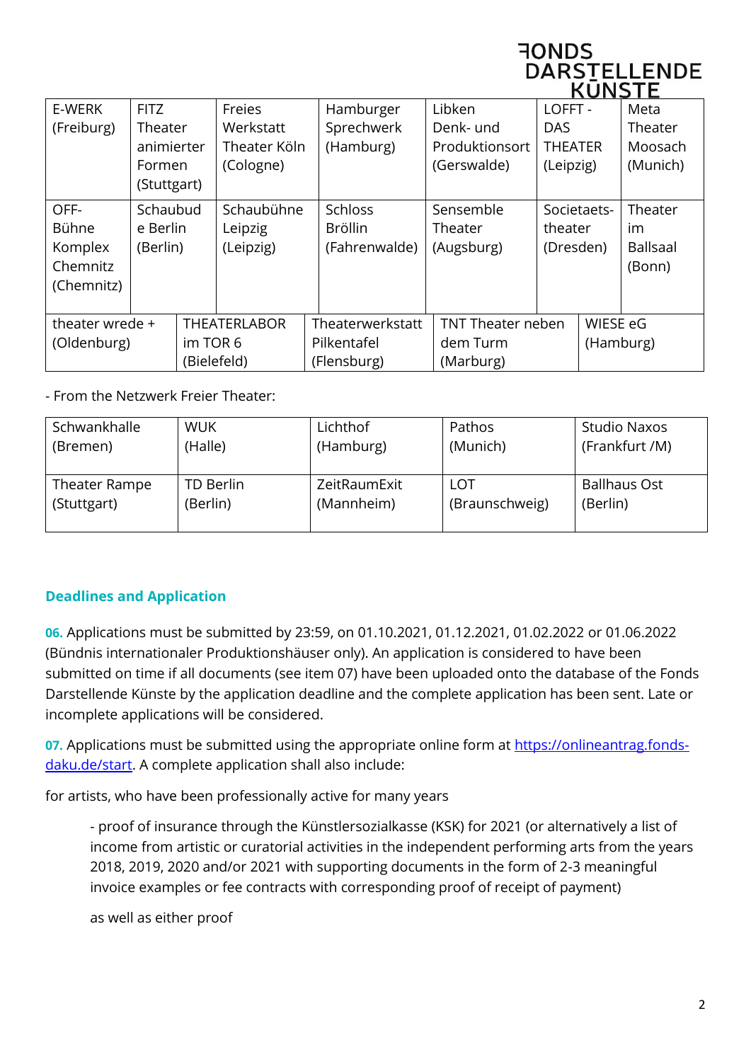| E-WERK (Freiburg) | FITZ Theater animierter Formen (Stuttgart) | Freies Werkstatt Theater Köln (Cologne) | Hamburger Sprechwerk (Hamburg) | Libken Denk- und Produktionsort (Gerswalde) | LOFFT - DAS THEATER (Leipzig) | Meta Theater Moosach (Munich) |
|---|---|---|---|---|---|---|
| OFF-Bühne Komplex Chemnitz (Chemnitz) | Schaubude Berlin (Berlin) | Schaubühne Leipzig (Leipzig) | Schloss Bröllin (Fahrenwalde) | Sensemble Theater (Augsburg) | Societaets-theater (Dresden) | Theater im Ballsaal (Bonn) |
| theater wrede + (Oldenburg) | THEATERLABOR im TOR 6 (Bielefeld) | Theaterwerkstatt Pilkentafel (Flensburg) | TNT Theater neben dem Turm (Marburg) | WIESE eG (Hamburg) | | |

- From the Netzwerk Freier Theater:

| Schwankhalle (Bremen) | WUK (Halle) | Lichthof (Hamburg) | Pathos (Munich) | Studio Naxos (Frankfurt /M) |
|---|---|---|---|---|
| Theater Rampe (Stuttgart) | TD Berlin (Berlin) | ZeitRaumExit (Mannheim) | LOT (Braunschweig) | Ballhaus Ost (Berlin) |

## Deadlines and Application

**06.** Applications must be submitted by 23:59, on 01.10.2021, 01.12.2021, 01.02.2022 or 01.06.2022 (Bündnis internationaler Produktionshäuser only). An application is considered to have been submitted on time if all documents (see item 07) have been uploaded onto the database of the Fonds Darstellende Künste by the application deadline and the complete application has been sent. Late or incomplete applications will be considered.

**07.** Applications must be submitted using the appropriate online form at https://onlineantrag.fonds-daku.de/start. A complete application shall also include:

for artists, who have been professionally active for many years

> - proof of insurance through the Künstlersozialkasse (KSK) for 2021 (or alternatively a list of income from artistic or curatorial activities in the independent performing arts from the years 2018, 2019, 2020 and/or 2021 with supporting documents in the form of 2-3 meaningful invoice examples or fee contracts with corresponding proof of receipt of payment)
>
> as well as either proof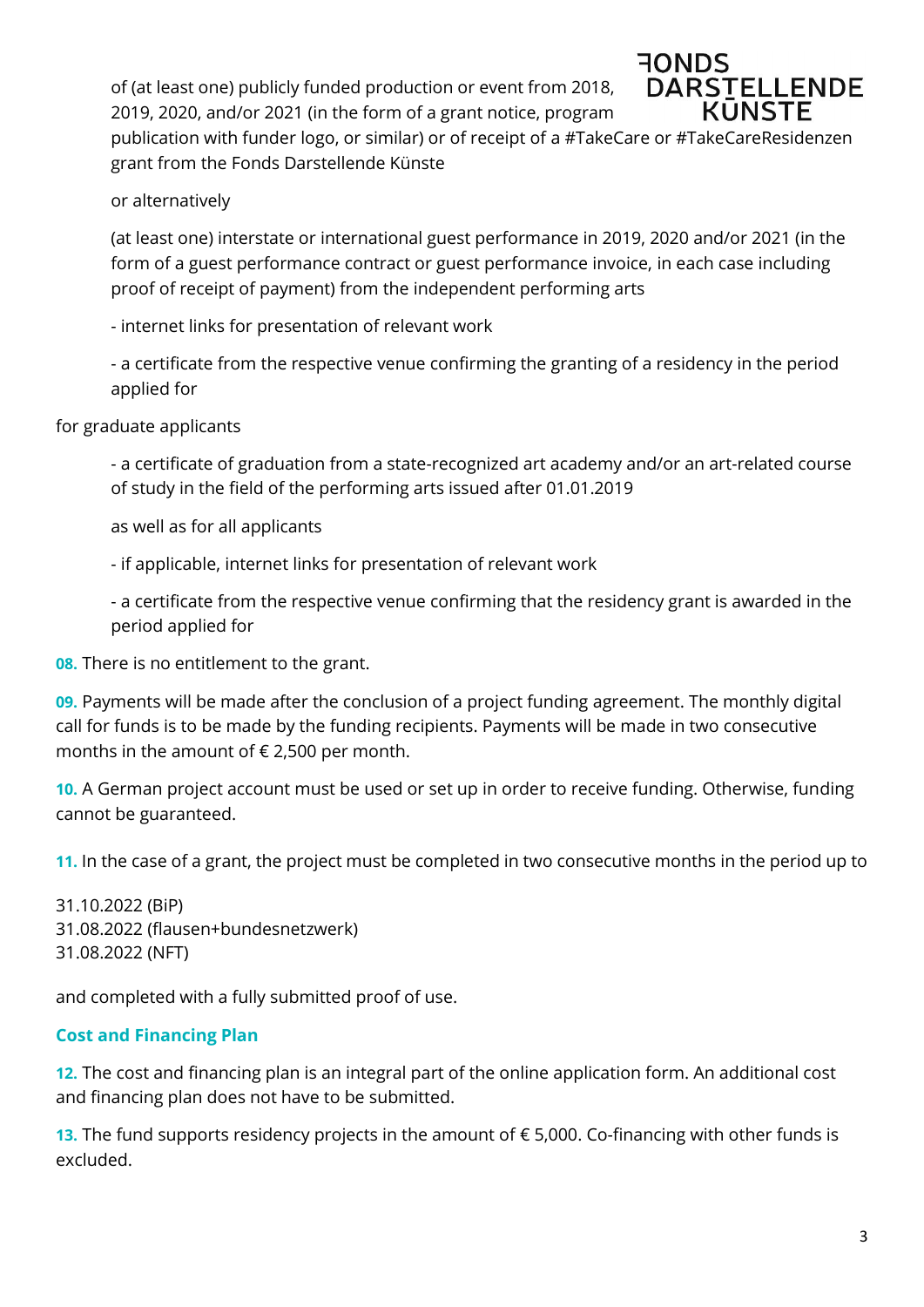of (at least one) publicly funded production or event from 2018, 2019, 2020, and/or 2021 (in the form of a grant notice, program publication with funder logo, or similar) or of receipt of a #TakeCare or #TakeCareResidenzen grant from the Fonds Darstellende Künste

or alternatively

(at least one) interstate or international guest performance in 2019, 2020 and/or 2021 (in the form of a guest performance contract or guest performance invoice, in each case including proof of receipt of payment) from the independent performing arts

- internet links for presentation of relevant work

- a certificate from the respective venue confirming the granting of a residency in the period applied for

for graduate applicants

- a certificate of graduation from a state-recognized art academy and/or an art-related course of study in the field of the performing arts issued after 01.01.2019

as well as for all applicants

- if applicable, internet links for presentation of relevant work

- a certificate from the respective venue confirming that the residency grant is awarded in the period applied for

**08.** There is no entitlement to the grant.

**09.** Payments will be made after the conclusion of a project funding agreement. The monthly digital call for funds is to be made by the funding recipients. Payments will be made in two consecutive months in the amount of € 2,500 per month.

**10.** A German project account must be used or set up in order to receive funding. Otherwise, funding cannot be guaranteed.

**11.** In the case of a grant, the project must be completed in two consecutive months in the period up to

31.10.2022 (BiP)
31.08.2022 (flausen+bundesnetzwerk)
31.08.2022 (NFT)

and completed with a fully submitted proof of use.

## Cost and Financing Plan

**12.** The cost and financing plan is an integral part of the online application form. An additional cost and financing plan does not have to be submitted.

**13.** The fund supports residency projects in the amount of € 5,000. Co-financing with other funds is excluded.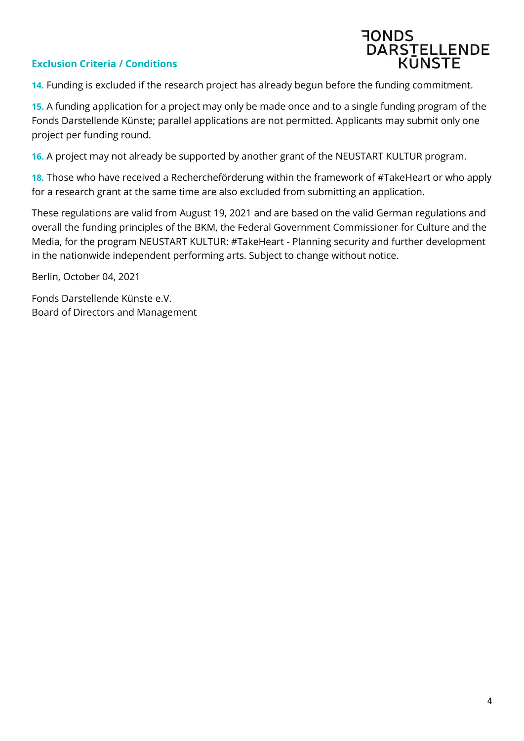### Exclusion Criteria / Conditions

**14.** Funding is excluded if the research project has already begun before the funding commitment.

**15.** A funding application for a project may only be made once and to a single funding program of the Fonds Darstellende Künste; parallel applications are not permitted. Applicants may submit only one project per funding round.

**16.** A project may not already be supported by another grant of the NEUSTART KULTUR program.

**18.** Those who have received a Rechercheförderung within the framework of #TakeHeart or who apply for a research grant at the same time are also excluded from submitting an application.

These regulations are valid from August 19, 2021 and are based on the valid German regulations and overall the funding principles of the BKM, the Federal Government Commissioner for Culture and the Media, for the program NEUSTART KULTUR: #TakeHeart - Planning security and further development in the nationwide independent performing arts. Subject to change without notice.

Berlin, October 04, 2021

Fonds Darstellende Künste e.V.
Board of Directors and Management